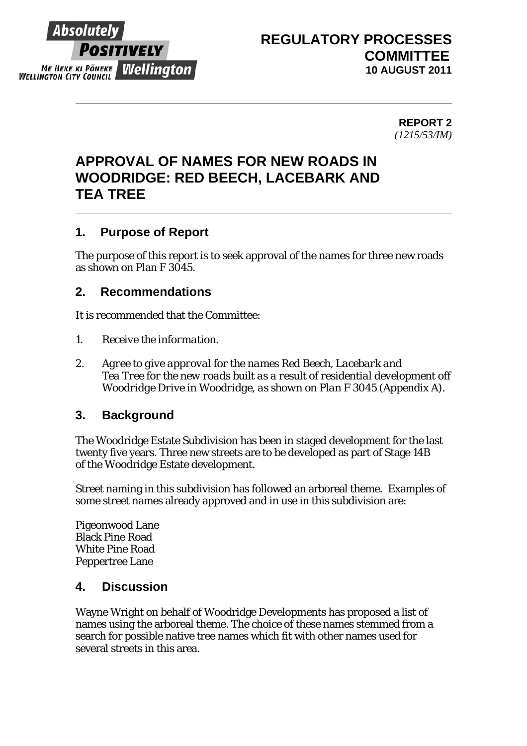**REGULATORY PROCESSES COMMITTEE**
**10 AUGUST 2011**

**REPORT 2**
*(1215/53/IM)*

# APPROVAL OF NAMES FOR NEW ROADS IN WOODRIDGE: RED BEECH, LACEBARK AND TEA TREE

## 1. Purpose of Report

The purpose of this report is to seek approval of the names for three new roads as shown on Plan F 3045.

## 2. Recommendations

It is recommended that the Committee:

1. *Receive the information.*
2. *Agree to give approval for the names Red Beech, Lacebark and Tea Tree for the new roads built as a result of residential development off Woodridge Drive in Woodridge, as shown on Plan F 3045 (Appendix A).*

## 3. Background

The Woodridge Estate Subdivision has been in staged development for the last twenty five years. Three new streets are to be developed as part of Stage 14B of the Woodridge Estate development.

Street naming in this subdivision has followed an arboreal theme. Examples of some street names already approved and in use in this subdivision are:

Pigeonwood Lane
Black Pine Road
White Pine Road
Peppertree Lane

## 4. Discussion

Wayne Wright on behalf of Woodridge Developments has proposed a list of names using the arboreal theme. The choice of these names stemmed from a search for possible native tree names which fit with other names used for several streets in this area.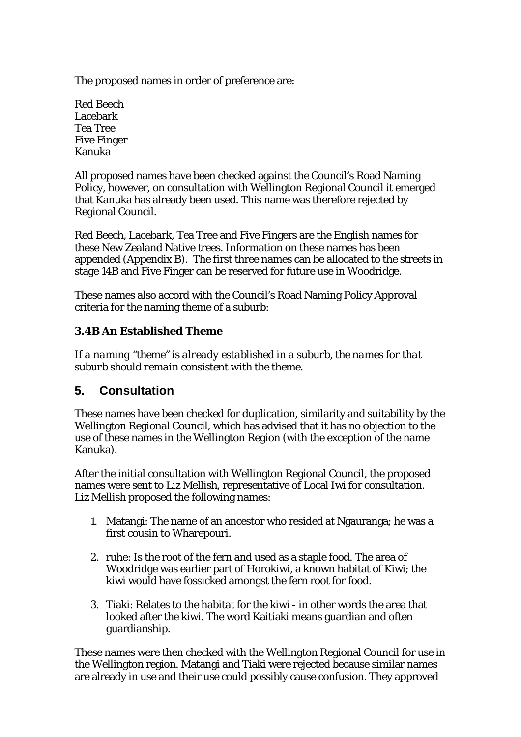The proposed names in order of preference are:

Red Beech
Lacebark
Tea Tree
Five Finger
Kanuka

All proposed names have been checked against the Council's Road Naming Policy, however, on consultation with Wellington Regional Council it emerged that Kanuka has already been used. This name was therefore rejected by Regional Council.

Red Beech, Lacebark, Tea Tree and Five Fingers are the English names for these New Zealand Native trees. Information on these names has been appended (Appendix B). The first three names can be allocated to the streets in stage 14B and Five Finger can be reserved for future use in Woodridge.

These names also accord with the Council's Road Naming Policy Approval criteria for the naming theme of a suburb:

### 3.4B An Established Theme

*If a naming "theme" is already established in a suburb, the names for that suburb should remain consistent with the theme.*

## 5. Consultation

These names have been checked for duplication, similarity and suitability by the Wellington Regional Council, which has advised that it has no objection to the use of these names in the Wellington Region (with the exception of the name Kanuka).

After the initial consultation with Wellington Regional Council, the proposed names were sent to Liz Mellish, representative of Local Iwi for consultation. Liz Mellish proposed the following names:

1. Matangi: The name of an ancestor who resided at Ngauranga; he was a first cousin to Wharepouri.

2. ruhe: Is the root of the fern and used as a staple food. The area of Woodridge was earlier part of Horokiwi, a known habitat of Kiwi; the kiwi would have fossicked amongst the fern root for food.

3. Tiaki: Relates to the habitat for the kiwi - in other words the area that looked after the kiwi. The word Kaitiaki means guardian and often guardianship.

These names were then checked with the Wellington Regional Council for use in the Wellington region. Matangi and Tiaki were rejected because similar names are already in use and their use could possibly cause confusion. They approved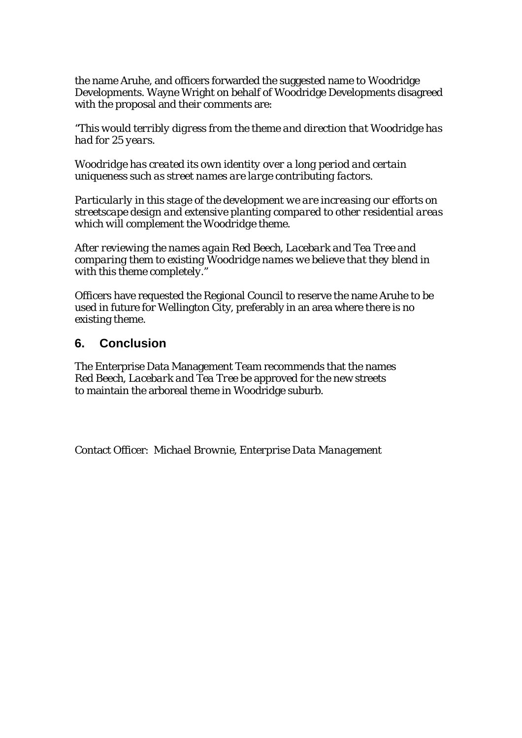the name Aruhe, and officers forwarded the suggested name to Woodridge Developments. Wayne Wright on behalf of Woodridge Developments disagreed with the proposal and their comments are:

*"This would terribly digress from the theme and direction that Woodridge has had for 25 years.*

*Woodridge has created its own identity over a long period and certain uniqueness such as street names are large contributing factors.*

*Particularly in this stage of the development we are increasing our efforts on streetscape design and extensive planting compared to other residential areas which will complement the Woodridge theme.*

*After reviewing the names again Red Beech, Lacebark and Tea Tree and comparing them to existing Woodridge names we believe that they blend in with this theme completely."*

Officers have requested the Regional Council to reserve the name Aruhe to be used in future for Wellington City, preferably in an area where there is no existing theme.

## 6. Conclusion

The Enterprise Data Management Team recommends that the names *Red Beech, Lacebark and Tea Tree* be approved for the new streets to maintain the arboreal theme in Woodridge suburb.

Contact Officer: *Michael Brownie, Enterprise Data Management*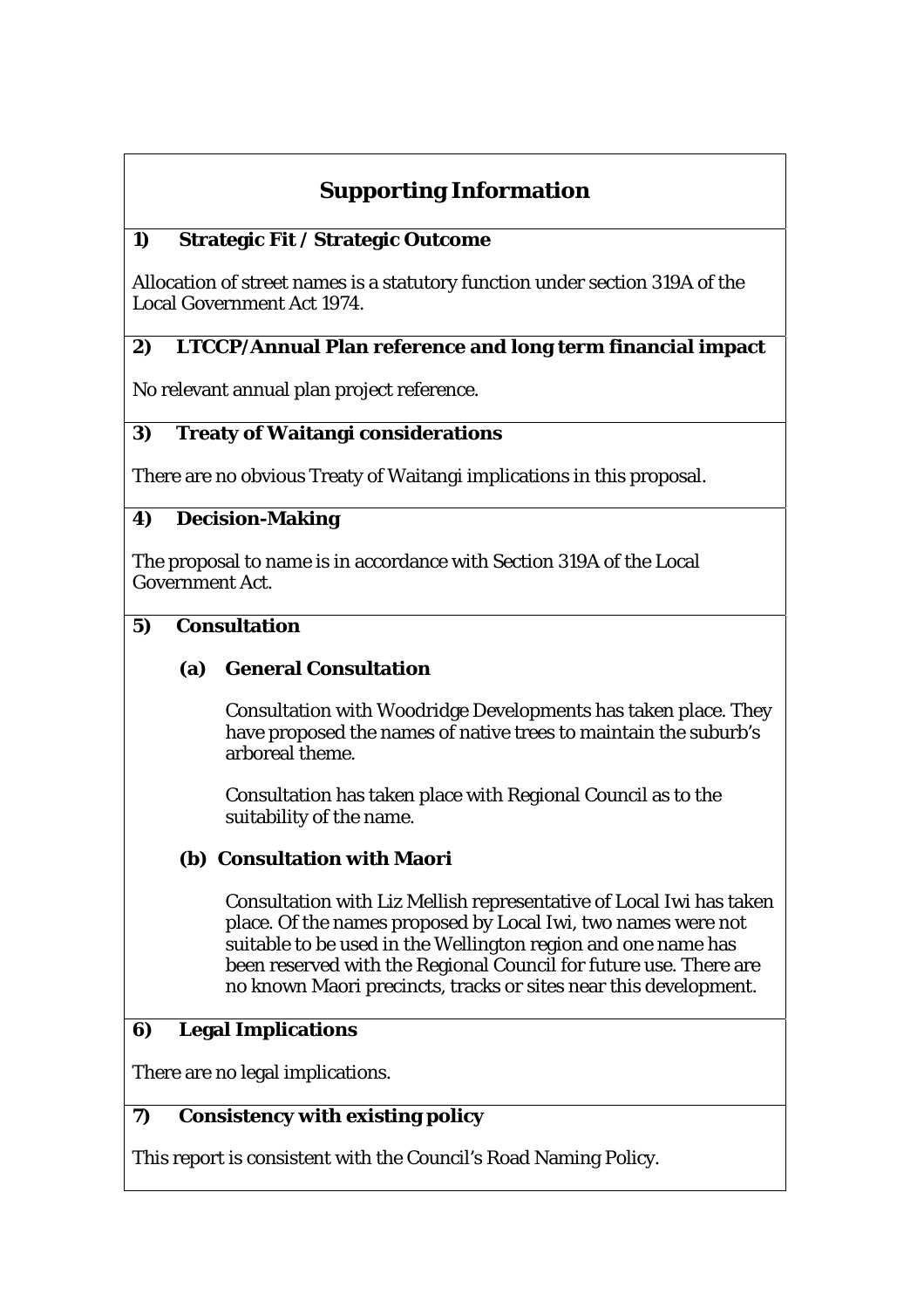## Supporting Information

### 1) Strategic Fit / Strategic Outcome

Allocation of street names is a statutory function under section 319A of the Local Government Act 1974.

### 2) LTCCP/Annual Plan reference and long term financial impact

No relevant annual plan project reference.

### 3) Treaty of Waitangi considerations

There are no obvious Treaty of Waitangi implications in this proposal.

### 4) Decision-Making

The proposal to name is in accordance with Section 319A of the Local Government Act.

### 5) Consultation

#### (a) General Consultation

Consultation with Woodridge Developments has taken place. They have proposed the names of native trees to maintain the suburb's arboreal theme.

Consultation has taken place with Regional Council as to the suitability of the name.

#### (b) Consultation with Maori

Consultation with Liz Mellish representative of Local Iwi has taken place. Of the names proposed by Local Iwi, two names were not suitable to be used in the Wellington region and one name has been reserved with the Regional Council for future use. There are no known Maori precincts, tracks or sites near this development.

### 6) Legal Implications

There are no legal implications.

### 7) Consistency with existing policy

This report is consistent with the Council's Road Naming Policy.